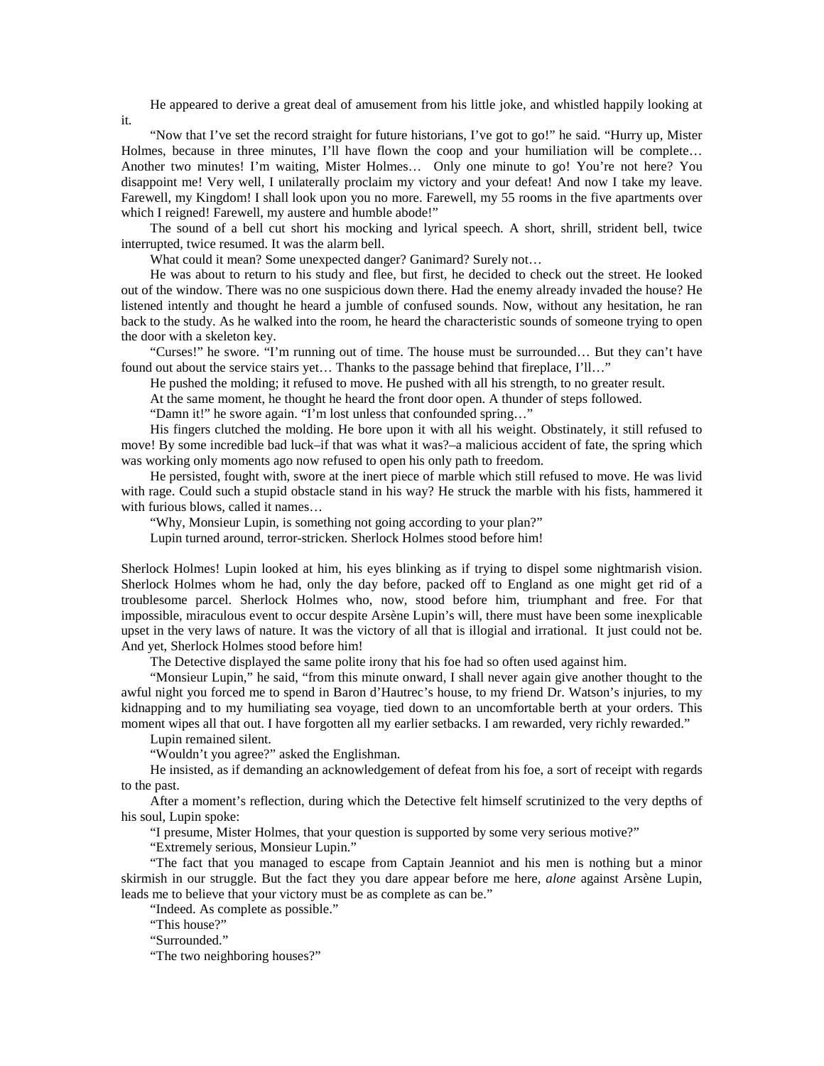He appeared to derive a great deal of amusement from his little joke, and whistled happily looking at it.

"Now that I've set the record straight for future historians, I've got to go!" he said. "Hurry up, Mister Holmes, because in three minutes, I'll have flown the coop and your humiliation will be complete… Another two minutes! I'm waiting, Mister Holmes… Only one minute to go! You're not here? You disappoint me! Very well, I unilaterally proclaim my victory and your defeat! And now I take my leave. Farewell, my Kingdom! I shall look upon you no more. Farewell, my 55 rooms in the five apartments over which I reigned! Farewell, my austere and humble abode!"

The sound of a bell cut short his mocking and lyrical speech. A short, shrill, strident bell, twice interrupted, twice resumed. It was the alarm bell.

What could it mean? Some unexpected danger? Ganimard? Surely not…

He was about to return to his study and flee, but first, he decided to check out the street. He looked out of the window. There was no one suspicious down there. Had the enemy already invaded the house? He listened intently and thought he heard a jumble of confused sounds. Now, without any hesitation, he ran back to the study. As he walked into the room, he heard the characteristic sounds of someone trying to open the door with a skeleton key.

"Curses!" he swore. "I'm running out of time. The house must be surrounded… But they can't have found out about the service stairs yet… Thanks to the passage behind that fireplace, I'll…"

He pushed the molding; it refused to move. He pushed with all his strength, to no greater result.

At the same moment, he thought he heard the front door open. A thunder of steps followed.

"Damn it!" he swore again. "I'm lost unless that confounded spring…"

His fingers clutched the molding. He bore upon it with all his weight. Obstinately, it still refused to move! By some incredible bad luck–if that was what it was?–a malicious accident of fate, the spring which was working only moments ago now refused to open his only path to freedom.

He persisted, fought with, swore at the inert piece of marble which still refused to move. He was livid with rage. Could such a stupid obstacle stand in his way? He struck the marble with his fists, hammered it with furious blows, called it names…

"Why, Monsieur Lupin, is something not going according to your plan?"

Lupin turned around, terror-stricken. Sherlock Holmes stood before him!

Sherlock Holmes! Lupin looked at him, his eyes blinking as if trying to dispel some nightmarish vision. Sherlock Holmes whom he had, only the day before, packed off to England as one might get rid of a troublesome parcel. Sherlock Holmes who, now, stood before him, triumphant and free. For that impossible, miraculous event to occur despite Arsène Lupin's will, there must have been some inexplicable upset in the very laws of nature. It was the victory of all that is illogial and irrational. It just could not be. And yet, Sherlock Holmes stood before him!

The Detective displayed the same polite irony that his foe had so often used against him.

"Monsieur Lupin," he said, "from this minute onward, I shall never again give another thought to the awful night you forced me to spend in Baron d'Hautrec's house, to my friend Dr. Watson's injuries, to my kidnapping and to my humiliating sea voyage, tied down to an uncomfortable berth at your orders. This moment wipes all that out. I have forgotten all my earlier setbacks. I am rewarded, very richly rewarded."

Lupin remained silent.

"Wouldn't you agree?" asked the Englishman.

He insisted, as if demanding an acknowledgement of defeat from his foe, a sort of receipt with regards to the past.

After a moment's reflection, during which the Detective felt himself scrutinized to the very depths of his soul, Lupin spoke:

"I presume, Mister Holmes, that your question is supported by some very serious motive?"

"Extremely serious, Monsieur Lupin."

"The fact that you managed to escape from Captain Jeanniot and his men is nothing but a minor skirmish in our struggle. But the fact they you dare appear before me here, *alone* against Arsène Lupin, leads me to believe that your victory must be as complete as can be."

"Indeed. As complete as possible."

"This house?"

"Surrounded."

"The two neighboring houses?"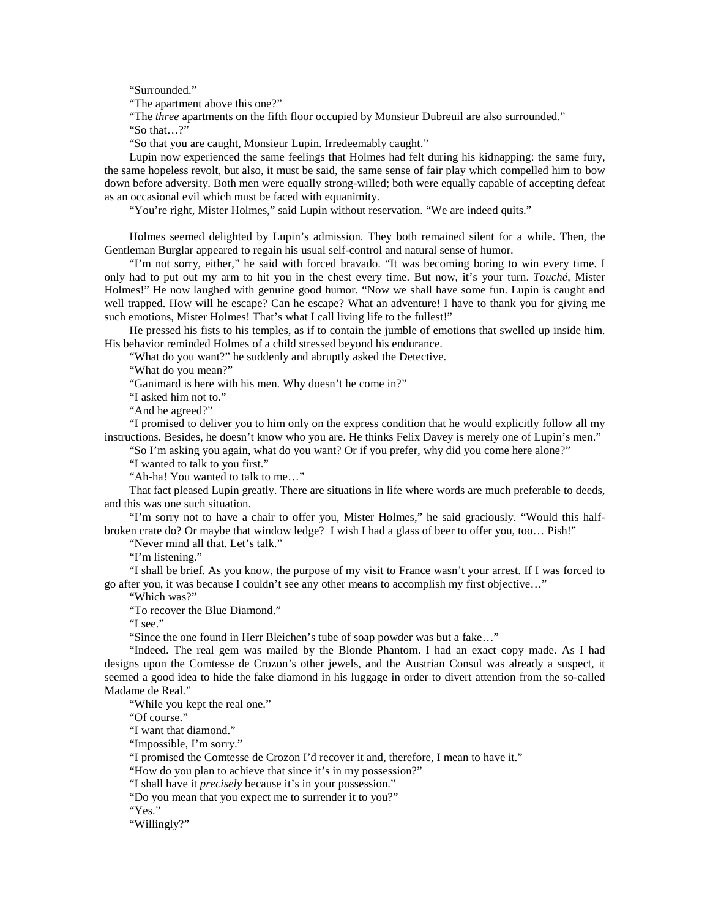"Surrounded."

"The apartment above this one?"

"The *three* apartments on the fifth floor occupied by Monsieur Dubreuil are also surrounded."

"So that…?"

"So that you are caught, Monsieur Lupin. Irredeemably caught."

Lupin now experienced the same feelings that Holmes had felt during his kidnapping: the same fury, the same hopeless revolt, but also, it must be said, the same sense of fair play which compelled him to bow down before adversity. Both men were equally strong-willed; both were equally capable of accepting defeat as an occasional evil which must be faced with equanimity.

"You're right, Mister Holmes," said Lupin without reservation. "We are indeed quits."

Holmes seemed delighted by Lupin's admission. They both remained silent for a while. Then, the Gentleman Burglar appeared to regain his usual self-control and natural sense of humor.

"I'm not sorry, either," he said with forced bravado. "It was becoming boring to win every time. I only had to put out my arm to hit you in the chest every time. But now, it's your turn. *Touché*, Mister Holmes!" He now laughed with genuine good humor. "Now we shall have some fun. Lupin is caught and well trapped. How will he escape? Can he escape? What an adventure! I have to thank you for giving me such emotions, Mister Holmes! That's what I call living life to the fullest!"

He pressed his fists to his temples, as if to contain the jumble of emotions that swelled up inside him. His behavior reminded Holmes of a child stressed beyond his endurance.

"What do you want?" he suddenly and abruptly asked the Detective.

"What do you mean?"

"Ganimard is here with his men. Why doesn't he come in?"

"I asked him not to."

"And he agreed?"

"I promised to deliver you to him only on the express condition that he would explicitly follow all my instructions. Besides, he doesn't know who you are. He thinks Felix Davey is merely one of Lupin's men."

"So I'm asking you again, what do you want? Or if you prefer, why did you come here alone?"

"I wanted to talk to you first."

"Ah-ha! You wanted to talk to me…"

That fact pleased Lupin greatly. There are situations in life where words are much preferable to deeds, and this was one such situation.

"I'm sorry not to have a chair to offer you, Mister Holmes," he said graciously. "Would this half-broken crate do? Or maybe that window ledge? I wish I had a glass of beer to offer you, too… Pish!"

"Never mind all that. Let's talk."

"I'm listening."

"I shall be brief. As you know, the purpose of my visit to France wasn't your arrest. If I was forced to go after you, it was because I couldn't see any other means to accomplish my first objective…"

"Which was?"

"To recover the Blue Diamond."

"I see."

"Since the one found in Herr Bleichen's tube of soap powder was but a fake…"

"Indeed. The real gem was mailed by the Blonde Phantom. I had an exact copy made. As I had designs upon the Comtesse de Crozon's other jewels, and the Austrian Consul was already a suspect, it seemed a good idea to hide the fake diamond in his luggage in order to divert attention from the so-called Madame de Real."

"While you kept the real one."

"Of course."

"I want that diamond."

"Impossible, I'm sorry."

"I promised the Comtesse de Crozon I'd recover it and, therefore, I mean to have it."

"How do you plan to achieve that since it's in my possession?"

"I shall have it *precisely* because it's in your possession."

"Do you mean that you expect me to surrender it to you?"

"Yes."

"Willingly?"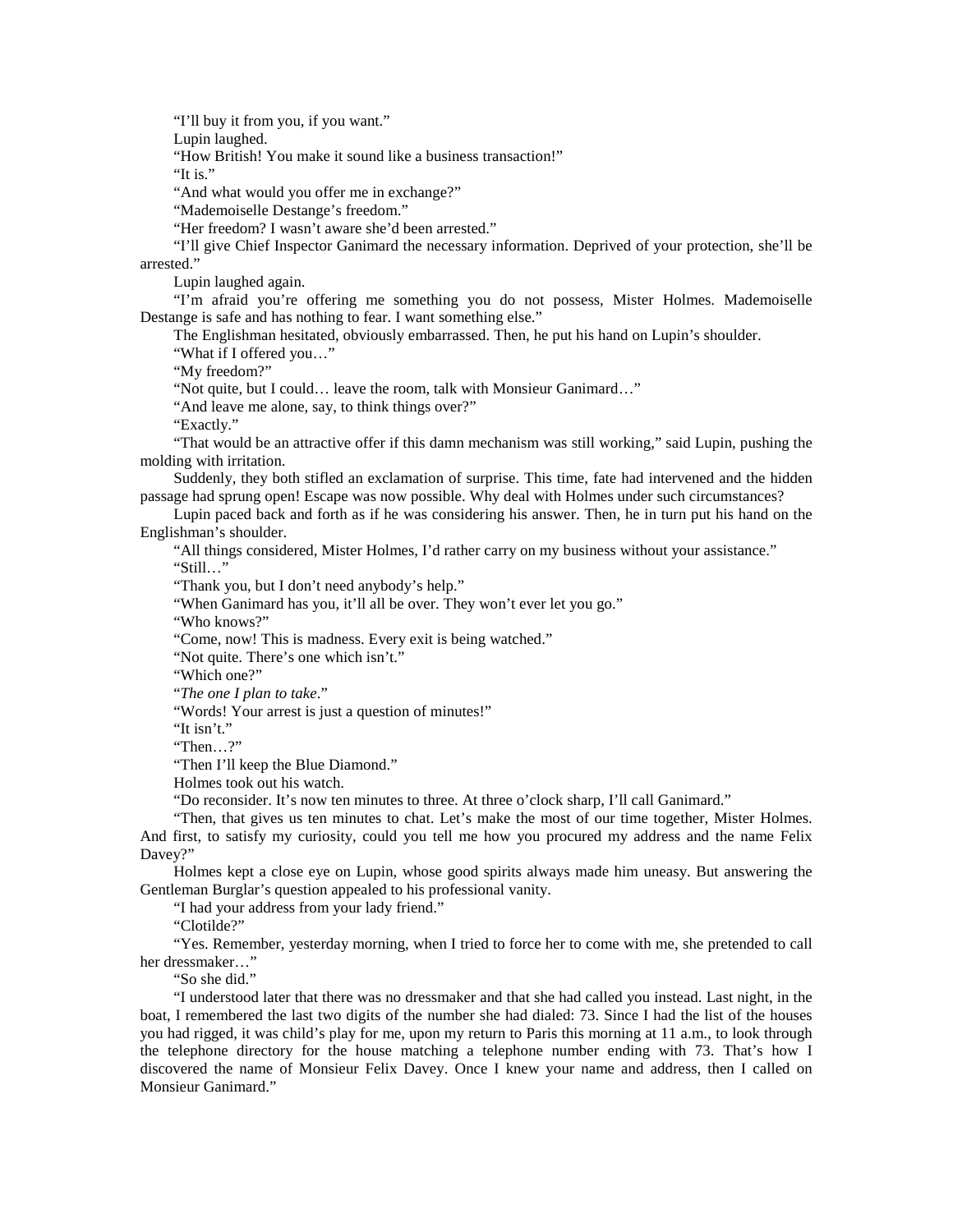"I'll buy it from you, if you want."

Lupin laughed.

"How British! You make it sound like a business transaction!"

"It is."

"And what would you offer me in exchange?"

"Mademoiselle Destange's freedom."

"Her freedom? I wasn't aware she'd been arrested."

"I'll give Chief Inspector Ganimard the necessary information. Deprived of your protection, she'll be arrested."

Lupin laughed again.

"I'm afraid you're offering me something you do not possess, Mister Holmes. Mademoiselle Destange is safe and has nothing to fear. I want something else."

The Englishman hesitated, obviously embarrassed. Then, he put his hand on Lupin's shoulder.

"What if I offered you…"

"My freedom?"

"Not quite, but I could… leave the room, talk with Monsieur Ganimard…"

"And leave me alone, say, to think things over?"

"Exactly."

"That would be an attractive offer if this damn mechanism was still working," said Lupin, pushing the molding with irritation.

Suddenly, they both stifled an exclamation of surprise. This time, fate had intervened and the hidden passage had sprung open! Escape was now possible. Why deal with Holmes under such circumstances?

Lupin paced back and forth as if he was considering his answer. Then, he in turn put his hand on the Englishman's shoulder.

"All things considered, Mister Holmes, I'd rather carry on my business without your assistance."

"Still…"

"Thank you, but I don't need anybody's help."

"When Ganimard has you, it'll all be over. They won't ever let you go."

"Who knows?"

"Come, now! This is madness. Every exit is being watched."

"Not quite. There's one which isn't."

"Which one?"

"*The one I plan to take*."

"Words! Your arrest is just a question of minutes!"

"It isn't."

"Then…?"

"Then I'll keep the Blue Diamond."

Holmes took out his watch.

"Do reconsider. It's now ten minutes to three. At three o'clock sharp, I'll call Ganimard."

"Then, that gives us ten minutes to chat. Let's make the most of our time together, Mister Holmes. And first, to satisfy my curiosity, could you tell me how you procured my address and the name Felix Davey?"

Holmes kept a close eye on Lupin, whose good spirits always made him uneasy. But answering the Gentleman Burglar's question appealed to his professional vanity.

"I had your address from your lady friend."

"Clotilde?"

"Yes. Remember, yesterday morning, when I tried to force her to come with me, she pretended to call her dressmaker…"

"So she did."

"I understood later that there was no dressmaker and that she had called you instead. Last night, in the boat, I remembered the last two digits of the number she had dialed: 73. Since I had the list of the houses you had rigged, it was child's play for me, upon my return to Paris this morning at 11 a.m., to look through the telephone directory for the house matching a telephone number ending with 73. That's how I discovered the name of Monsieur Felix Davey. Once I knew your name and address, then I called on Monsieur Ganimard."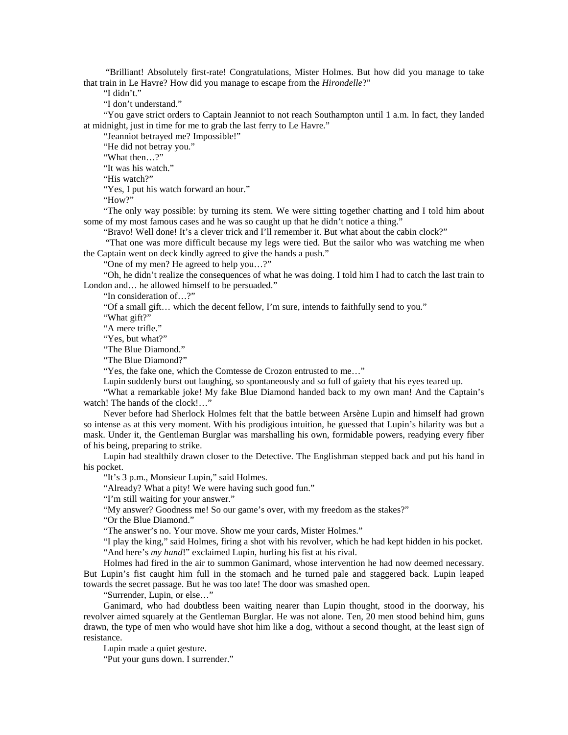"Brilliant! Absolutely first-rate! Congratulations, Mister Holmes. But how did you manage to take that train in Le Havre? How did you manage to escape from the *Hirondelle*?"

"I didn't."

"I don't understand."

"You gave strict orders to Captain Jeanniot to not reach Southampton until 1 a.m. In fact, they landed at midnight, just in time for me to grab the last ferry to Le Havre."

"Jeanniot betrayed me? Impossible!"

"He did not betray you."

"What then…?"

"It was his watch."

"His watch?"

"Yes, I put his watch forward an hour."

"How?"

"The only way possible: by turning its stem. We were sitting together chatting and I told him about some of my most famous cases and he was so caught up that he didn't notice a thing."

"Bravo! Well done! It's a clever trick and I'll remember it. But what about the cabin clock?"

"That one was more difficult because my legs were tied. But the sailor who was watching me when the Captain went on deck kindly agreed to give the hands a push."

"One of my men? He agreed to help you…?"

"Oh, he didn't realize the consequences of what he was doing. I told him I had to catch the last train to London and… he allowed himself to be persuaded."

"In consideration of…?"

"Of a small gift… which the decent fellow, I'm sure, intends to faithfully send to you."

"What gift?"

"A mere trifle."

"Yes, but what?"

"The Blue Diamond."

"The Blue Diamond?"

"Yes, the fake one, which the Comtesse de Crozon entrusted to me…"

Lupin suddenly burst out laughing, so spontaneously and so full of gaiety that his eyes teared up.

"What a remarkable joke! My fake Blue Diamond handed back to my own man! And the Captain's watch! The hands of the clock!…"

Never before had Sherlock Holmes felt that the battle between Arsène Lupin and himself had grown so intense as at this very moment. With his prodigious intuition, he guessed that Lupin's hilarity was but a mask. Under it, the Gentleman Burglar was marshalling his own, formidable powers, readying every fiber of his being, preparing to strike.

Lupin had stealthily drawn closer to the Detective. The Englishman stepped back and put his hand in his pocket.

"It's 3 p.m., Monsieur Lupin," said Holmes.

"Already? What a pity! We were having such good fun."

"I'm still waiting for your answer."

"My answer? Goodness me! So our game's over, with my freedom as the stakes?"

"Or the Blue Diamond."

"The answer's no. Your move. Show me your cards, Mister Holmes."

"I play the king," said Holmes, firing a shot with his revolver, which he had kept hidden in his pocket.

"And here's *my hand*!" exclaimed Lupin, hurling his fist at his rival.

Holmes had fired in the air to summon Ganimard, whose intervention he had now deemed necessary. But Lupin's fist caught him full in the stomach and he turned pale and staggered back. Lupin leaped towards the secret passage. But he was too late! The door was smashed open.

"Surrender, Lupin, or else…"

Ganimard, who had doubtless been waiting nearer than Lupin thought, stood in the doorway, his revolver aimed squarely at the Gentleman Burglar. He was not alone. Ten, 20 men stood behind him, guns drawn, the type of men who would have shot him like a dog, without a second thought, at the least sign of resistance.

Lupin made a quiet gesture.

"Put your guns down. I surrender."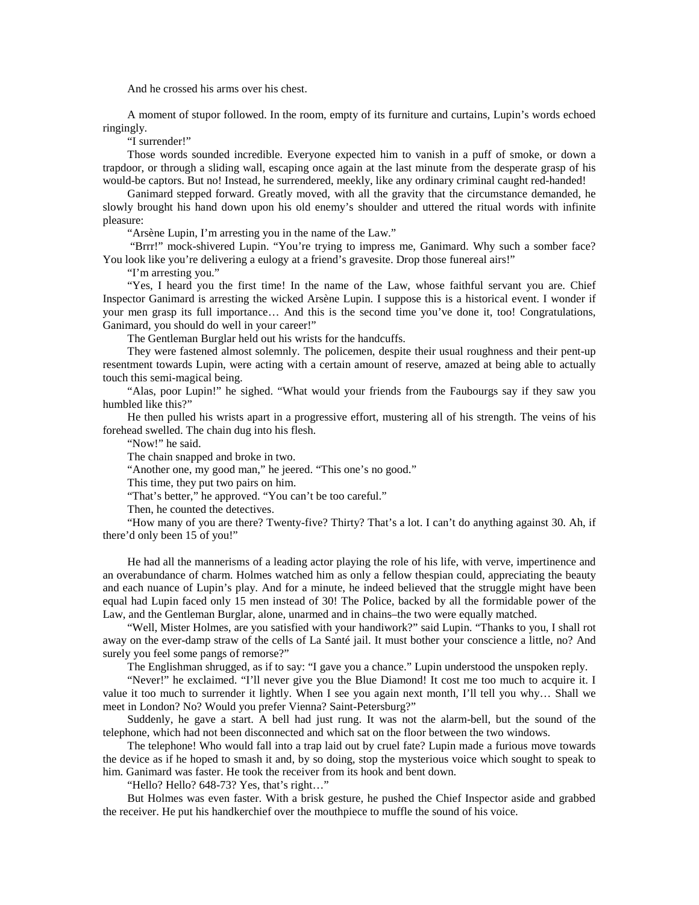And he crossed his arms over his chest.

A moment of stupor followed. In the room, empty of its furniture and curtains, Lupin's words echoed ringingly.

"I surrender!"

Those words sounded incredible. Everyone expected him to vanish in a puff of smoke, or down a trapdoor, or through a sliding wall, escaping once again at the last minute from the desperate grasp of his would-be captors. But no! Instead, he surrendered, meekly, like any ordinary criminal caught red-handed!

Ganimard stepped forward. Greatly moved, with all the gravity that the circumstance demanded, he slowly brought his hand down upon his old enemy's shoulder and uttered the ritual words with infinite pleasure:

"Arsène Lupin, I'm arresting you in the name of the Law."

"Brrr!" mock-shivered Lupin. "You're trying to impress me, Ganimard. Why such a somber face? You look like you're delivering a eulogy at a friend's gravesite. Drop those funereal airs!"

"I'm arresting you."

"Yes, I heard you the first time! In the name of the Law, whose faithful servant you are. Chief Inspector Ganimard is arresting the wicked Arsène Lupin. I suppose this is a historical event. I wonder if your men grasp its full importance… And this is the second time you've done it, too! Congratulations, Ganimard, you should do well in your career!"

The Gentleman Burglar held out his wrists for the handcuffs.

They were fastened almost solemnly. The policemen, despite their usual roughness and their pent-up resentment towards Lupin, were acting with a certain amount of reserve, amazed at being able to actually touch this semi-magical being.

"Alas, poor Lupin!" he sighed. "What would your friends from the Faubourgs say if they saw you humbled like this?"

He then pulled his wrists apart in a progressive effort, mustering all of his strength. The veins of his forehead swelled. The chain dug into his flesh.

"Now!" he said.

The chain snapped and broke in two.

"Another one, my good man," he jeered. "This one's no good."

This time, they put two pairs on him.

"That's better," he approved. "You can't be too careful."

Then, he counted the detectives.

"How many of you are there? Twenty-five? Thirty? That's a lot. I can't do anything against 30. Ah, if there'd only been 15 of you!"

He had all the mannerisms of a leading actor playing the role of his life, with verve, impertinence and an overabundance of charm. Holmes watched him as only a fellow thespian could, appreciating the beauty and each nuance of Lupin's play. And for a minute, he indeed believed that the struggle might have been equal had Lupin faced only 15 men instead of 30! The Police, backed by all the formidable power of the Law, and the Gentleman Burglar, alone, unarmed and in chains–the two were equally matched.

"Well, Mister Holmes, are you satisfied with your handiwork?" said Lupin. "Thanks to you, I shall rot away on the ever-damp straw of the cells of La Santé jail. It must bother your conscience a little, no? And surely you feel some pangs of remorse?"

The Englishman shrugged, as if to say: "I gave you a chance." Lupin understood the unspoken reply.

"Never!" he exclaimed. "I'll never give you the Blue Diamond! It cost me too much to acquire it. I value it too much to surrender it lightly. When I see you again next month, I'll tell you why… Shall we meet in London? No? Would you prefer Vienna? Saint-Petersburg?"

Suddenly, he gave a start. A bell had just rung. It was not the alarm-bell, but the sound of the telephone, which had not been disconnected and which sat on the floor between the two windows.

The telephone! Who would fall into a trap laid out by cruel fate? Lupin made a furious move towards the device as if he hoped to smash it and, by so doing, stop the mysterious voice which sought to speak to him. Ganimard was faster. He took the receiver from its hook and bent down.

"Hello? Hello? 648-73? Yes, that's right…"

But Holmes was even faster. With a brisk gesture, he pushed the Chief Inspector aside and grabbed the receiver. He put his handkerchief over the mouthpiece to muffle the sound of his voice.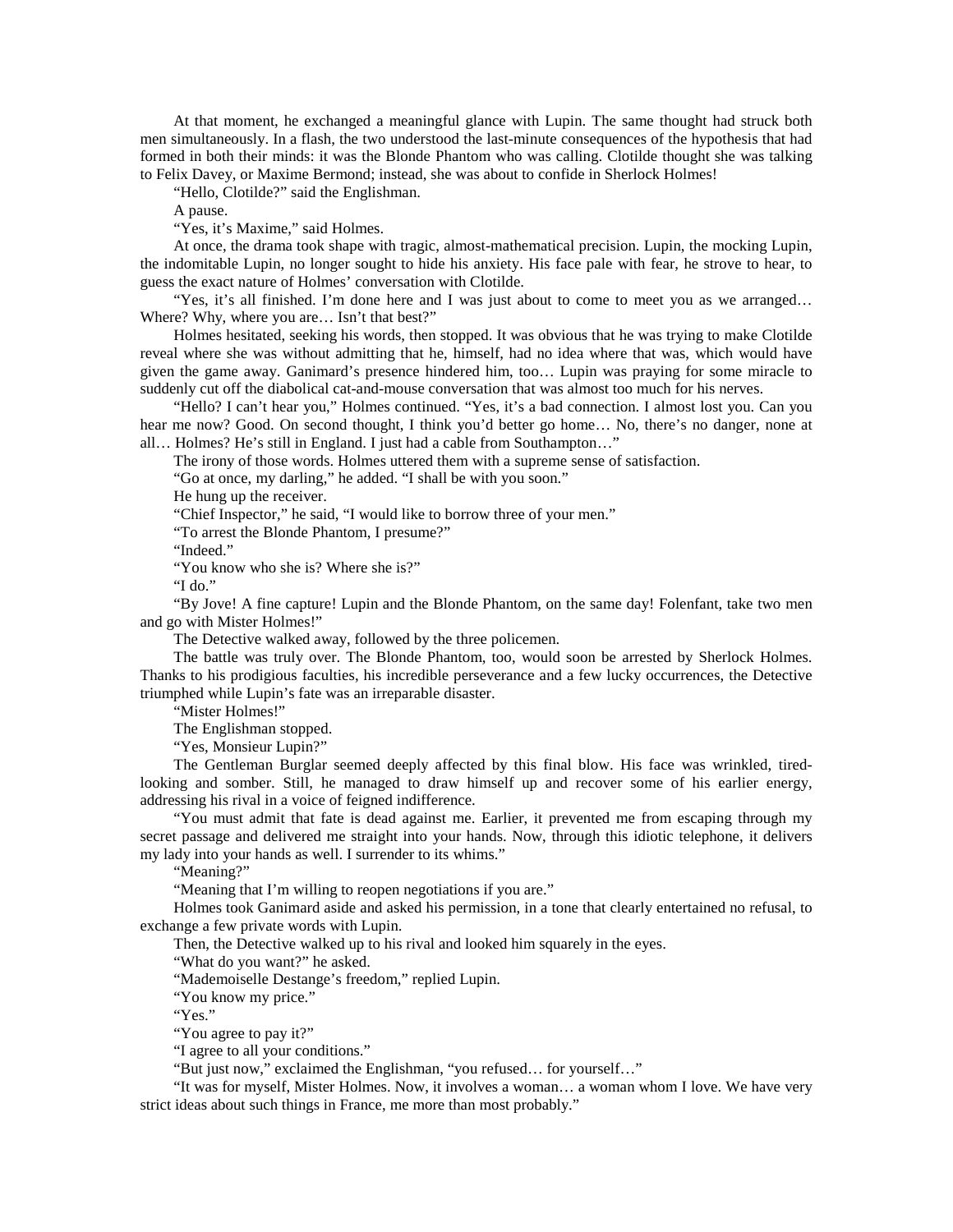At that moment, he exchanged a meaningful glance with Lupin. The same thought had struck both men simultaneously. In a flash, the two understood the last-minute consequences of the hypothesis that had formed in both their minds: it was the Blonde Phantom who was calling. Clotilde thought she was talking to Felix Davey, or Maxime Bermond; instead, she was about to confide in Sherlock Holmes!

"Hello, Clotilde?" said the Englishman.

A pause.

"Yes, it's Maxime," said Holmes.

At once, the drama took shape with tragic, almost-mathematical precision. Lupin, the mocking Lupin, the indomitable Lupin, no longer sought to hide his anxiety. His face pale with fear, he strove to hear, to guess the exact nature of Holmes' conversation with Clotilde.

"Yes, it's all finished. I'm done here and I was just about to come to meet you as we arranged… Where? Why, where you are… Isn't that best?"

Holmes hesitated, seeking his words, then stopped. It was obvious that he was trying to make Clotilde reveal where she was without admitting that he, himself, had no idea where that was, which would have given the game away. Ganimard's presence hindered him, too… Lupin was praying for some miracle to suddenly cut off the diabolical cat-and-mouse conversation that was almost too much for his nerves.

"Hello? I can't hear you," Holmes continued. "Yes, it's a bad connection. I almost lost you. Can you hear me now? Good. On second thought, I think you'd better go home… No, there's no danger, none at all… Holmes? He's still in England. I just had a cable from Southampton…"

The irony of those words. Holmes uttered them with a supreme sense of satisfaction.

"Go at once, my darling," he added. "I shall be with you soon."

He hung up the receiver.

"Chief Inspector," he said, "I would like to borrow three of your men."

"To arrest the Blonde Phantom, I presume?"

"Indeed."

"You know who she is? Where she is?"

"I do."

"By Jove! A fine capture! Lupin and the Blonde Phantom, on the same day! Folenfant, take two men and go with Mister Holmes!"

The Detective walked away, followed by the three policemen.

The battle was truly over. The Blonde Phantom, too, would soon be arrested by Sherlock Holmes. Thanks to his prodigious faculties, his incredible perseverance and a few lucky occurrences, the Detective triumphed while Lupin's fate was an irreparable disaster.

"Mister Holmes!"

The Englishman stopped.

"Yes, Monsieur Lupin?"

The Gentleman Burglar seemed deeply affected by this final blow. His face was wrinkled, tired-looking and somber. Still, he managed to draw himself up and recover some of his earlier energy, addressing his rival in a voice of feigned indifference.

"You must admit that fate is dead against me. Earlier, it prevented me from escaping through my secret passage and delivered me straight into your hands. Now, through this idiotic telephone, it delivers my lady into your hands as well. I surrender to its whims."

"Meaning?"

"Meaning that I'm willing to reopen negotiations if you are."

Holmes took Ganimard aside and asked his permission, in a tone that clearly entertained no refusal, to exchange a few private words with Lupin.

Then, the Detective walked up to his rival and looked him squarely in the eyes.

"What do you want?" he asked.

"Mademoiselle Destange's freedom," replied Lupin.

"You know my price."

"Yes."

"You agree to pay it?"

"I agree to all your conditions."

"But just now," exclaimed the Englishman, "you refused… for yourself…"

"It was for myself, Mister Holmes. Now, it involves a woman… a woman whom I love. We have very strict ideas about such things in France, me more than most probably."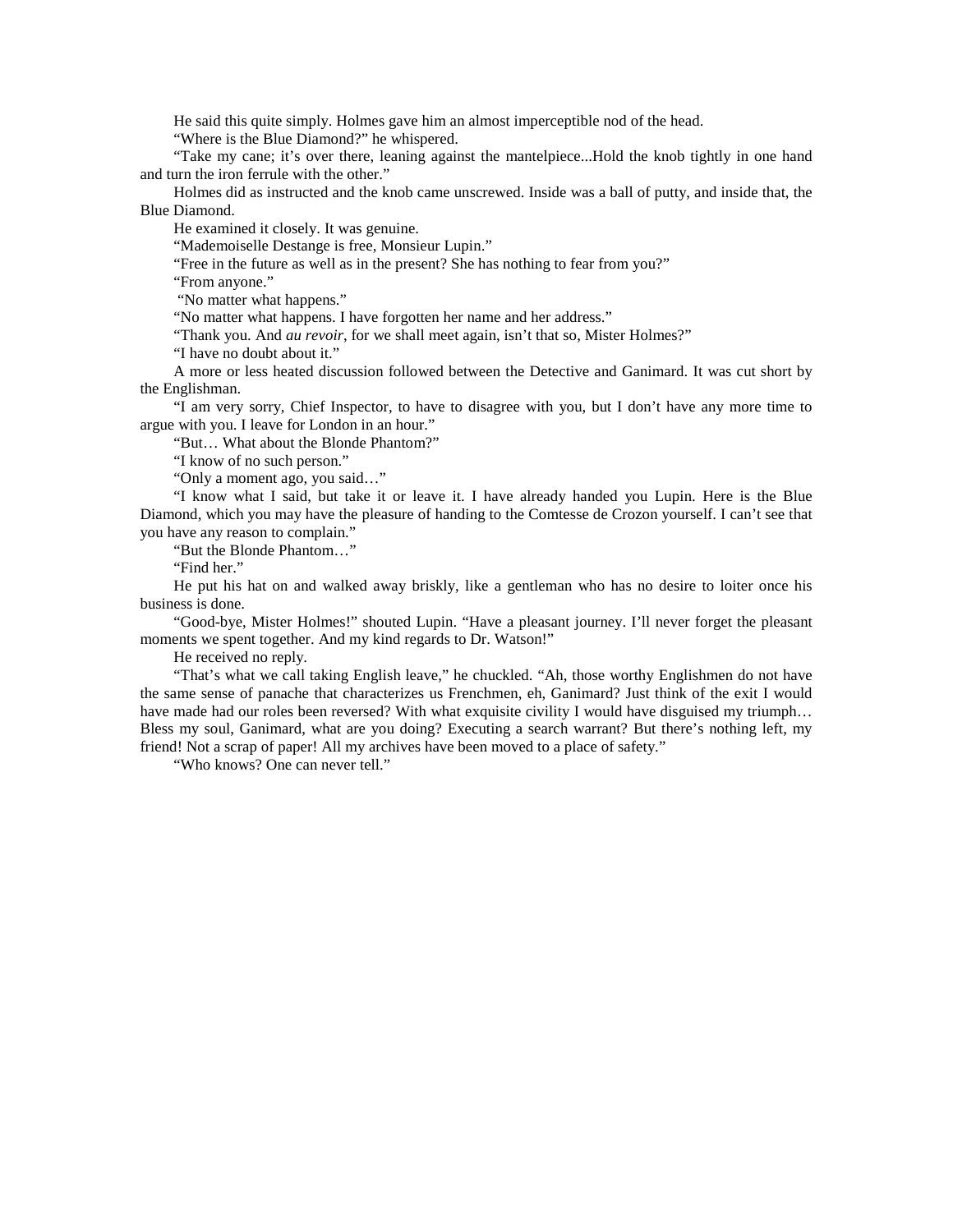He said this quite simply. Holmes gave him an almost imperceptible nod of the head.

"Where is the Blue Diamond?" he whispered.

"Take my cane; it's over there, leaning against the mantelpiece...Hold the knob tightly in one hand and turn the iron ferrule with the other."

Holmes did as instructed and the knob came unscrewed. Inside was a ball of putty, and inside that, the Blue Diamond.

He examined it closely. It was genuine.

"Mademoiselle Destange is free, Monsieur Lupin."

"Free in the future as well as in the present? She has nothing to fear from you?"

"From anyone."

"No matter what happens."

"No matter what happens. I have forgotten her name and her address."

"Thank you. And *au revoir*, for we shall meet again, isn't that so, Mister Holmes?"

"I have no doubt about it."

A more or less heated discussion followed between the Detective and Ganimard. It was cut short by the Englishman.

"I am very sorry, Chief Inspector, to have to disagree with you, but I don't have any more time to argue with you. I leave for London in an hour."

"But… What about the Blonde Phantom?"

"I know of no such person."

"Only a moment ago, you said…"

"I know what I said, but take it or leave it. I have already handed you Lupin. Here is the Blue Diamond, which you may have the pleasure of handing to the Comtesse de Crozon yourself. I can't see that you have any reason to complain."

"But the Blonde Phantom…"

"Find her."

He put his hat on and walked away briskly, like a gentleman who has no desire to loiter once his business is done.

"Good-bye, Mister Holmes!" shouted Lupin. "Have a pleasant journey. I'll never forget the pleasant moments we spent together. And my kind regards to Dr. Watson!"

He received no reply.

"That's what we call taking English leave," he chuckled. "Ah, those worthy Englishmen do not have the same sense of panache that characterizes us Frenchmen, eh, Ganimard? Just think of the exit I would have made had our roles been reversed? With what exquisite civility I would have disguised my triumph… Bless my soul, Ganimard, what are you doing? Executing a search warrant? But there's nothing left, my friend! Not a scrap of paper! All my archives have been moved to a place of safety."

"Who knows? One can never tell."